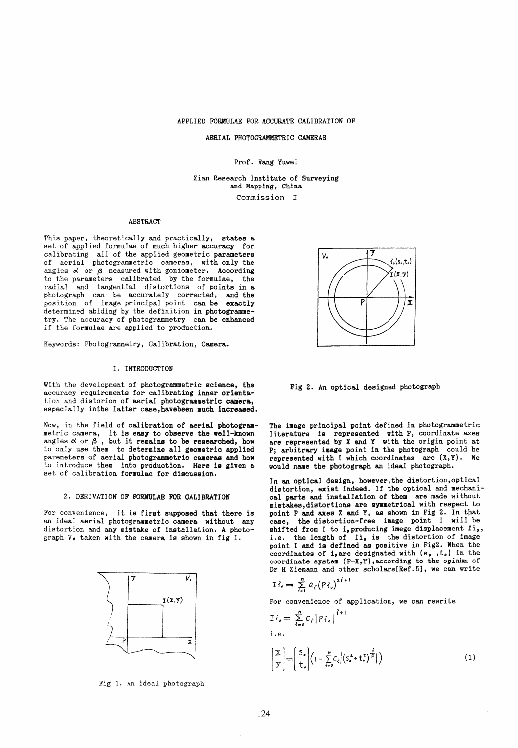# APPLIED FORMULAE FOR ACCURATE CALIBRATION OF AERIAL PHOTOGRAMMETRIC CAMERAS

Prof. Wang Yuwei

Xian Research Institute of Surveying and Mapping, China

Commission I

## ABSTRACT

This paper, theoretically and practically, states a set of applied formulae of much higher accuracy for calibrating all of the applied geometric parameters of aerial photogrammetric cameras, with only the angles $\alpha$ or $\beta$ measured with goniometer. According to the parameters calibrated by the formulae, the radial and tangential distortions of points in a photograph can be accurately corrected, and the position of image principal point can be exactly determined abiding by the definition in photogrammetry. The accuracy of photogrammetry can be enhanced if the formulae are applied to production.

Keywords: Photogrammetry, Calibration, Camera.

## 1. INTRODUCTION

With the development of photogrammetric science, the accuracy requirements for calibrating inner orientation and distorion of aerial photogrammetric camera, especially inthe latter case,havebeen much increased.

Now, in the field of calibration of aerial photogrammetric camera, it is easy to observe the well-known angles $\alpha$ or $\beta$ , but it remains to be researched, how to only use them to determine all geometric applied paremeters of aerial photogrammetric cameras and how to introduce them into production. Here is given a set of calibration formulae for discussion.

## 2. DERIVATION OF FORMULAE FOR CALIBRATION

For convenience, it is first supposed that there is an ideal aerial photogrammetric camera without any distortion and any mistake of installation. A photograph $V_0$ taken with the camera is shown in fig 1.

Fig 1. An ideal photograph

Fig 2. An optical designed photograph

The image principal point defined in photogrammetric literature is represented with P, coordinate axes are represented by X and Y with the origin point at P; arbitrary image point in the photograph could be represented with I which coordinates are (X,Y). We would name the photograph an ideal photograph.

In an optical design, however,the distortion,optical distortion, exist indeed. If the optical and mechanical parts and installation of them are made without mistakes,distortions are symmetrical with respect to point P and axes X and Y, as shown in Fig 2. In that case, the distortion-free image point I will be shifted from I to $i_0$,producing imege displacement $Ii_0$, i.e. the length of $Ii_0$ is the distortion of image point I and is defined as positive in Fig2. When the coordinates of $i_0$ are designated with $(s_0, t_0)$ in the coordinate system (P-X,Y),according to the opinion of Dr H Ziemann and other scholars[Ref.5], we can write

$$Ii_0 = \sum_{i=1}^{n} a_i (Pi_0)^{2i+1}$$

For convenience of application, we can rewrite

$$Ii_0 = \sum_{i=0}^{n} c_i \left| Pi_0 \right|^{i+1}$$

i.e.

$$\begin{bmatrix} X \\ Y \end{bmatrix} = \begin{bmatrix} s_0 \\ t_0 \end{bmatrix} \left(1 - \sum_{i=0}^{n} c_i \left| (s_0^2 + t_0^2)^{\frac{i}{2}} \right| \right) \tag{1}$$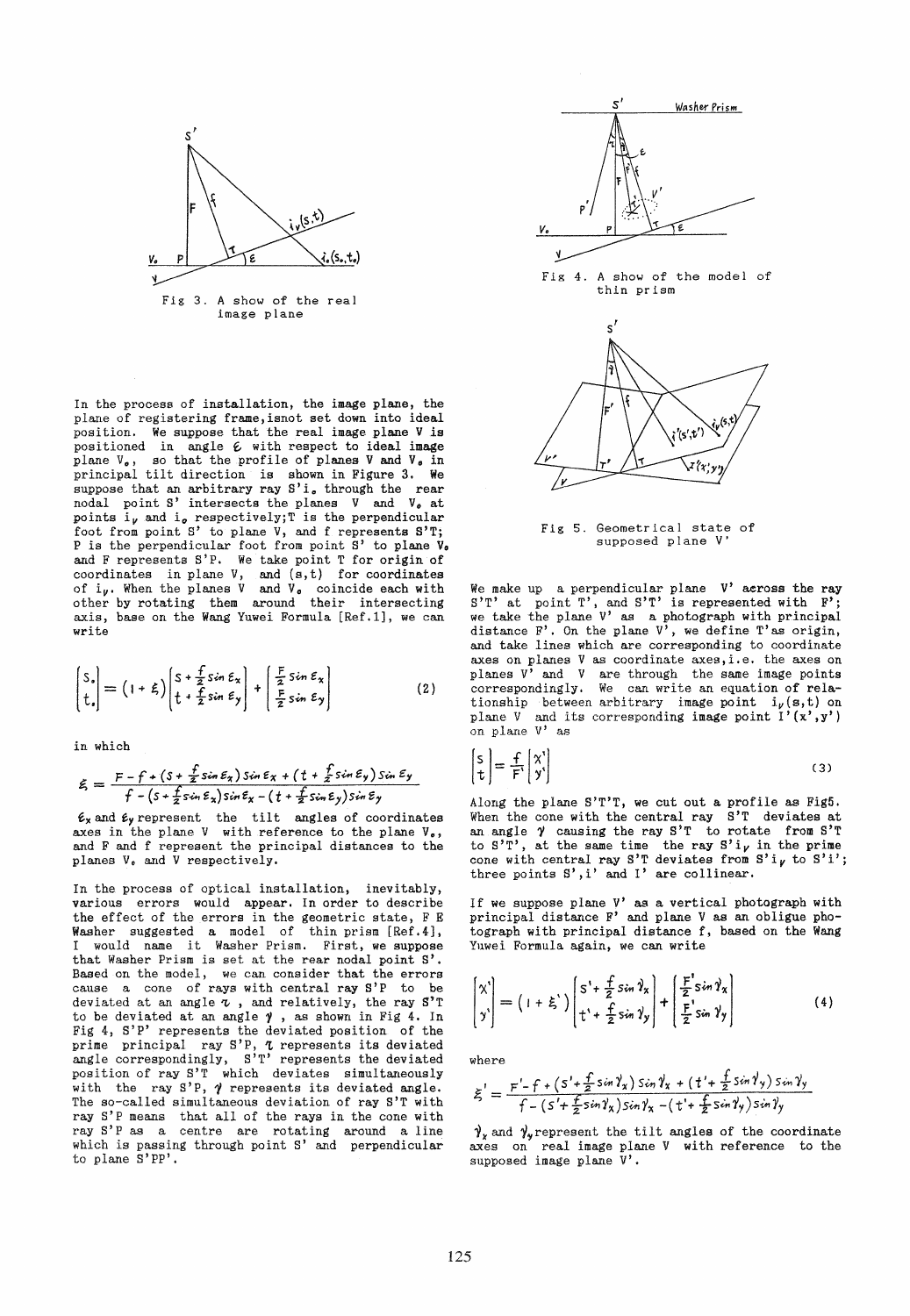Fig 3. A show of the real image plane

In the process of installation, the image plane, the plane of registering frame, isnot set down into ideal position. We suppose that the real image plane V is positioned in angle $\varepsilon$ with respect to ideal image plane $V_0$, so that the profile of planes V and $V_0$ in principal tilt direction is shown in Figure 3. We suppose that an arbitrary ray $S'i_0$ through the rear nodal point S' intersects the planes V and $V_0$ at points $i_v$ and $i_0$ respectively; T is the perpendicular foot from point S' to plane V, and f represents S'T; P is the perpendicular foot from point S' to plane $V_0$ and F represents S'P. We take point T for origin of coordinates in plane V, and (s,t) for coordinates of $i_v$. When the planes V and $V_0$ coincide each with other by rotating them around their intersecting axis, base on the Wang Yuwei Formula [Ref.1], we can write

$$\begin{bmatrix} s_0 \\ t_0 \end{bmatrix} = (1+\xi)\begin{bmatrix} s+\frac{f}{2}\sin\varepsilon_x \\ t+\frac{f}{2}\sin\varepsilon_y \end{bmatrix} + \begin{bmatrix} \frac{F}{2}\sin\varepsilon_x \\ \frac{F}{2}\sin\varepsilon_y \end{bmatrix} \tag{2}$$

in which

$$\xi = \frac{F-f+(s+\frac{f}{2}\sin\varepsilon_x)\sin\varepsilon_x+(t+\frac{f}{2}\sin\varepsilon_y)\sin\varepsilon_y}{f-(s+\frac{f}{2}\sin\varepsilon_x)\sin\varepsilon_x-(t+\frac{f}{2}\sin\varepsilon_y)\sin\varepsilon_y}$$

$\varepsilon_x$ and $\varepsilon_y$ represent the tilt angles of coordinates axes in the plane V with reference to the plane $V_0$, and F and f represent the principal distances to the planes $V_0$ and V respectively.

In the process of optical installation, inevitably, various errors would appear. In order to describe the effect of the errors in the geometric state, F E Washer suggested a model of thin prism [Ref.4], I would name it Washer Prism. First, we suppose that Washer Prism is set at the rear nodal point S'. Based on the model, we can consider that the errors cause a cone of rays with central ray S'P to be deviated at an angle $\tau$, and relatively, the ray S'T to be deviated at an angle $\gamma$, as shown in Fig 4. In Fig 4, S'P' represents the deviated position of the prime principal ray S'P, $\tau$ represents its deviated angle correspondingly, S'T' represents the deviated position of ray S'T which deviates simultaneously with the ray S'P, $\gamma$ represents its deviated angle. The so-called simultaneous deviation of ray S'T with ray S'P means that all of the rays in the cone with ray S'P as a centre are rotating around a line which is passing through point S' and perpendicular to plane S'PP'.

Fig 4. A show of the model of thin prism

Fig 5. Geometrical state of supposed plane V'

We make up a perpendicular plane V' across the ray S'T' at point T', and S'T' is represented with F'; we take the plane V' as a photograph with principal distance F'. On the plane V', we define T'as origin, and take lines which are corresponding to coordinate axes on planes V as coordinate axes, i.e. the axes on planes V' and V are through the same image points correspondingly. We can write an equation of relationship between arbitrary image point $i_v(s,t)$ on plane V and its corresponding image point I'(x',y') on plane V' as

$$\begin{bmatrix} s \\ t \end{bmatrix} = \frac{f}{F'}\begin{bmatrix} x' \\ y' \end{bmatrix} \tag{3}$$

Along the plane S'T'T, we cut out a profile as Fig5. When the cone with the central ray S'T deviates at an angle $\gamma$ causing the ray S'T to rotate from S'T to S'T', at the same time the ray $S'i_v$ in the prime cone with central ray S'T deviates from $S'i_v$ to S'i'; three points S', i' and I' are collinear.

If we suppose plane V' as a vertical photograph with principal distance F' and plane V as an obligue photograph with principal distance f, based on the Wang Yuwei Formula again, we can write

$$\begin{bmatrix} x' \\ y' \end{bmatrix} = (1+\xi')\begin{bmatrix} s'+\frac{f}{2}\sin\gamma_x \\ t'+\frac{f}{2}\sin\gamma_y \end{bmatrix} + \begin{bmatrix} \frac{F'}{2}\sin\gamma_x \\ \frac{F'}{2}\sin\gamma_y \end{bmatrix} \tag{4}$$

where

$$\xi' = \frac{F'-f+(s'+\frac{f}{2}\sin\gamma_x)\sin\gamma_x+(t'+\frac{f}{2}\sin\gamma_y)\sin\gamma_y}{f-(s'+\frac{f}{2}\sin\gamma_x)\sin\gamma_x-(t'+\frac{f}{2}\sin\gamma_y)\sin\gamma_y}$$

$\gamma_x$ and $\gamma_y$ represent the tilt angles of the coordinate axes on real image plane V with reference to the supposed image plane V'.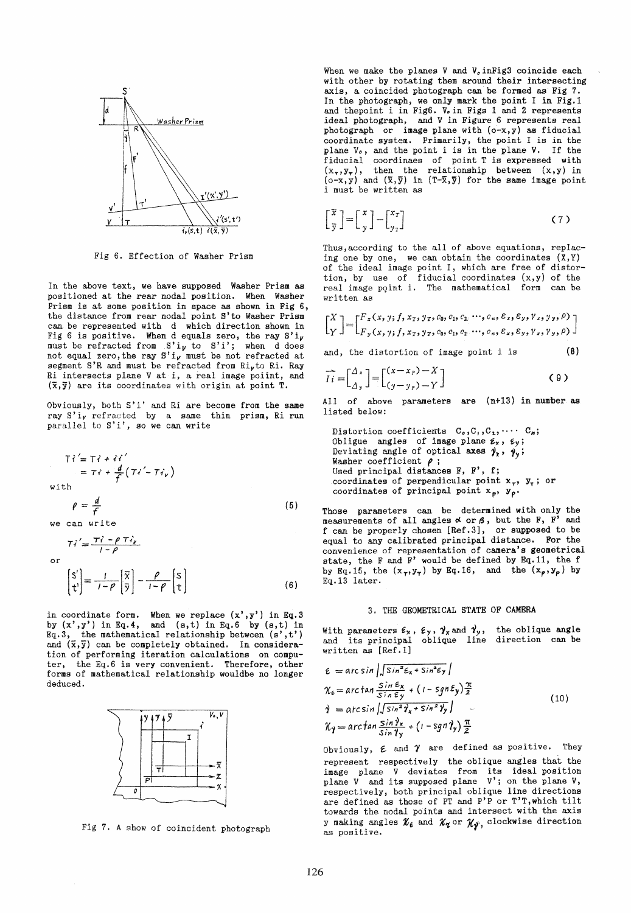Fig 6. Effection of Washer Prism

In the above text, we have supposed Washer Prism as positioned at the rear nodal position. When Washer Prism is at some position in space as shown in Fig 6, the distance from rear nodal point S'to Washer Prism can be represented with d which direction shown in Fig 6 is positive. When d equals zero, the ray $S'i_V$ must be refracted from $S'i_V$ to $S'i'$; when d does not equal zero, the ray $S'i_V$ must be not refracted at segment S'R and must be refracted from $Ri_V$ to Ri. Ray Ri intersects plane V at i, a real image poiint, and $(\bar{x},\bar{y})$ are its coordinates with origin at point T.

Obviously, both S'i' and Ri are become from the same ray $S'i_V$ refracted by a same thin prism, Ri run parallel to S'i', so we can write

$$
\begin{aligned}
Ti' &= Ti + ii' \\
&= Ti + \frac{d}{f}(Ti' - Ti_V)
\end{aligned}
$$

with

$$\rho = \frac{d}{f} \tag{5}$$

we can write

$$Ti' = \frac{Ti - \rho Ti_V}{1-\rho}$$

or

$$\begin{bmatrix} s' \\ t' \end{bmatrix} = \frac{1}{1-\rho}\begin{bmatrix} \bar{x} \\ \bar{y} \end{bmatrix} - \frac{\rho}{1-\rho}\begin{bmatrix} s \\ t \end{bmatrix} \tag{6}$$

in coordinate form. When we replace (x',y') in Eq.3 by (x',y') in Eq.4, and (s,t) in Eq.6 by (s,t) in Eq.3, the mathematical relationship between (s',t') and $(\bar{x},\bar{y})$ can be completely obtained. In consideration of performing iteration calculations on computer, the Eq.6 is very convenient. Therefore, other forms of mathematical relationship wouldbe no longer deduced.

Fig 7. A show of coincident photograph

When we make the planes V and $V_0$ inFig3 coincide each with other by rotating them around their intersecting axis, a coincided photograph can be formed as Fig 7. In the photograph, we only mark the point I in Fig.1 and thepoint i in Fig6. $V_0$ in Figs 1 and 2 represents ideal photograph, and V in Figure 6 represents real photograph or image plane with (o-x,y) as fiducial coordinate system. Primarily, the point I is in the plane $V_0$, and the point i is in the plane V. If the fiducial coordinaes of point T is expressed with $(x_T,y_T)$, then the relationship between (x,y) in (o-x,y) and $(\bar{x},\bar{y})$ in $(T-\bar{x},\bar{y})$ for the same image point i must be written as

$$\begin{bmatrix} \bar{x} \\ \bar{y} \end{bmatrix} = \begin{bmatrix} x \\ y \end{bmatrix} - \begin{bmatrix} x_T \\ y_T \end{bmatrix} \tag{7}$$

Thus, according to the all of above equations, replacing one by one, we can obtain the coordinates (X,Y) of the ideal image point I, which are free of distortion, by use of fiducial coordinates (x,y) of the real image point i. The mathematical form can be written as

$$\begin{bmatrix} X \\ Y \end{bmatrix} = \begin{bmatrix} F_x(x,y;f,x_T,y_T,c_0,c_1,c_2\cdots,c_n,\varepsilon_x,\varepsilon_y,\gamma_x,\gamma_y,\rho) \\ F_y(x,y;f,x_T,y_T,c_0,c_1,c_2\cdots,c_n,\varepsilon_x,\varepsilon_y,\gamma_x,\gamma_y,\rho) \end{bmatrix}$$

and, the distortion of image point i is $\qquad (8)$

$$\overrightarrow{Ii} = \begin{bmatrix} \Delta_x \\ \Delta_y \end{bmatrix} = \begin{bmatrix} (x-x_P)-X \\ (y-y_P)-Y \end{bmatrix} \tag{9}$$

All of above parameters are (n+13) in number as listed below:

- Distortion coefficients $C_0, C_1, C_2, \cdots C_n$;
- Oblique angles of image plane $\varepsilon_x$, $\varepsilon_y$;
- Deviating angle of optical axes $\gamma_x$, $\gamma_y$;
- Washer coefficient $\rho$;
- Used principal distances F, F', f;
- coordinates of perpendicular point $x_T$, $y_T$; or
- coordinates of principal point $x_P$, $y_P$.

Those parameters can be determined with only the measurements of all angles $\alpha$ or $\beta$, but the F, F' and f can be properly chosen [Ref.3], or supposed to be equal to any calibrated principal distance. For the convenience of representation of camera's geometrical state, the F and F' would be defined by Eq.11, the f by Eq.15, the $(x_T,y_T)$ by Eq.16, and the $(x_P,y_P)$ by Eq.13 later.

## 3. THE GEOMETRICAL STATE OF CAMERA

With parameters $\varepsilon_x$, $\varepsilon_y$, $\gamma_x$ and $\gamma_y$, the oblique angle and its principal oblique line direction can be written as [Ref.1]

$$
\begin{aligned}
\varepsilon &= \arcsin\left|\sqrt{\sin^2\varepsilon_x + \sin^2\varepsilon_y}\right| \\
\chi_\varepsilon &= \arctan\frac{\sin\varepsilon_x}{\sin\varepsilon_y} + (1-sgn\,\varepsilon_y)\frac{\pi}{2} \\
\gamma &= \arcsin\left|\sqrt{\sin^2\gamma_x + \sin^2\gamma_y}\right| \\
\chi_\gamma &= \arctan\frac{\sin\gamma_x}{\sin\gamma_y} + (1-sgn\,\gamma_y)\frac{\pi}{2}
\end{aligned}
\tag{10}
$$

Obviously, $\varepsilon$ and $\gamma$ are defined as positive. They represent respectively the oblique angles that the image plane V deviates from its ideal position plane V and its supposed plane V'; on the plane V, respectively, both principal oblique line directions are defined as those of PT and P'P or T'T, which tilt towards the nodal points and intersect with the axis y making angles $\chi_\varepsilon$ and $\chi_\gamma$ or $\chi_{\gamma'}$, clockwise direction as positive.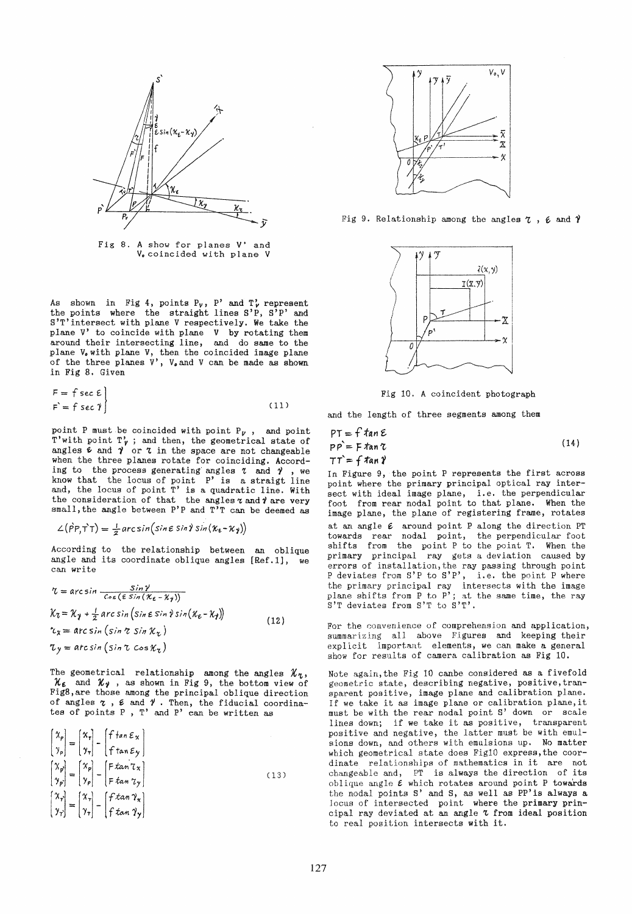Fig 8. A show for planes V' and $V_o$ coincided with plane V

As shown in Fig 4, points $P_V$, P' and $T'_V$ represent the points where the straight lines S'P, S'P' and S'T' intersect with plane V respectively. We take the plane V' to coincide with plane V by rotating them around their intersecting line, and do same to the plane $V_o$ with plane V, then the coincided image plane of the three planes V', $V_o$ and V can be made as shown in Fig 8. Given

$$
\left.\begin{aligned}
F &= f \sec \varepsilon \\
F' &= f \sec \gamma
\end{aligned}\right\} \tag{11}
$$

point P must be coincided with point $P_V$, and point T' with point $T'_V$; and then, the geometrical state of angles $\varepsilon$ and $\gamma$ or $\tau$ in the space are not changeable when the three planes rotate for coinciding. According to the process generating angles $\tau$ and $\gamma$, we know that the locus of point P' is a straigt line and, the locus of point T' is a quadratic line. With the consideration of that the angles $\tau$ and $\gamma$ are very small, the angle between P'P and T'T can be deemed as

$$
\angle(P'P, T'T) = \frac{1}{2} \arcsin\left(\sin\varepsilon \sin\gamma \sin(\chi_\varepsilon - \chi_\gamma)\right)
$$

According to the relationship between an oblique angle and its coordinate oblique angles [Ref.1], we can write

$$
\begin{aligned}
\tau &= \arcsin \frac{\sin\gamma}{\cos(\varepsilon \sin(\chi_\varepsilon - \chi_\gamma))} \\
\chi_\tau &= \chi_\gamma + \frac{1}{2} \arcsin\left(\sin\varepsilon \sin\gamma \sin(\chi_\varepsilon - \chi_\gamma)\right) \\
\tau_x &= \arcsin\left(\sin\tau \sin\chi_\tau\right) \\
\tau_y &= \arcsin\left(\sin\tau \cos\chi_\tau\right)
\end{aligned} \tag{12}
$$

The geometrical relationship among the angles $\chi_\tau$, $\chi_\varepsilon$ and $\chi_\gamma$, as shown in Fig 9, the bottom view of Fig8, are those among the principal oblique direction of angles $\tau$, $\varepsilon$ and $\gamma$. Then, the fiducial coordinates of points P, T' and P' can be written as

$$
\begin{aligned}
\begin{bmatrix} x_P \\ y_P \end{bmatrix} &= \begin{bmatrix} x_T \\ y_T \end{bmatrix} - \begin{bmatrix} f \tan\varepsilon_x \\ f \tan\varepsilon_y \end{bmatrix} \\
\begin{bmatrix} x_{P'} \\ y_{P'} \end{bmatrix} &= \begin{bmatrix} x_P \\ y_P \end{bmatrix} - \begin{bmatrix} F \tan\tau_x \\ F \tan\tau_y \end{bmatrix} \\
\begin{bmatrix} x_{T'} \\ y_{T'} \end{bmatrix} &= \begin{bmatrix} x_T \\ y_T \end{bmatrix} - \begin{bmatrix} f \tan\gamma_x \\ f \tan\gamma_y \end{bmatrix}
\end{aligned} \tag{13}
$$

Fig 9. Relationship among the angles $\tau$, $\varepsilon$ and $\gamma$

Fig 10. A coincident photograph

and the length of three segments among them

$$
\begin{aligned}
PT &= f \tan\varepsilon \\
PP' &= F \tan\tau \\
TT' &= f \tan\gamma
\end{aligned} \tag{14}
$$

In Figure 9, the point P represents the first across point where the primary principal optical ray intersect with ideal image plane, i.e. the perpendicular foot from rear nodal point to that plane. When the image plane, the plane of registering frame, rotates at an angle $\varepsilon$ around point P along the direction PT towards rear nodal point, the perpendicular foot shifts from the point P to the point T. When the primary principal ray gets a deviation caused by errors of installation, the ray passing through point P deviates from S'P to S'P', i.e. the point P where the primary principal ray intersects with the image plane shifts from P to P'; at the same time, the ray S'T deviates from S'T to S'T'.

For the convenience of comprehension and application, summarizing all above Figures and keeping their explicit important elements, we can make a general show for results of camera calibration as Fig 10.

Note again, the Fig 10 canbe considered as a fivefold geometric state, describing negative, positive, transparent positive, image plane and calibration plane. If we take it as image plane or calibration plane, it must be with the rear nodal point S' down or scale lines down; if we take it as positive, transparent positive and negative, the latter must be with emulsions down, and others with emulsions up. No matter which geometrical state does Fig10 express, the coordinate relationships of mathematics in it are not changeable and, PT is always the direction of its oblique angle $\varepsilon$ which rotates around point P towards the nodal points S' and S, as well as PP' is always a locus of intersected point where the primary principal ray deviated at an angle $\tau$ from ideal position to real position intersects with it.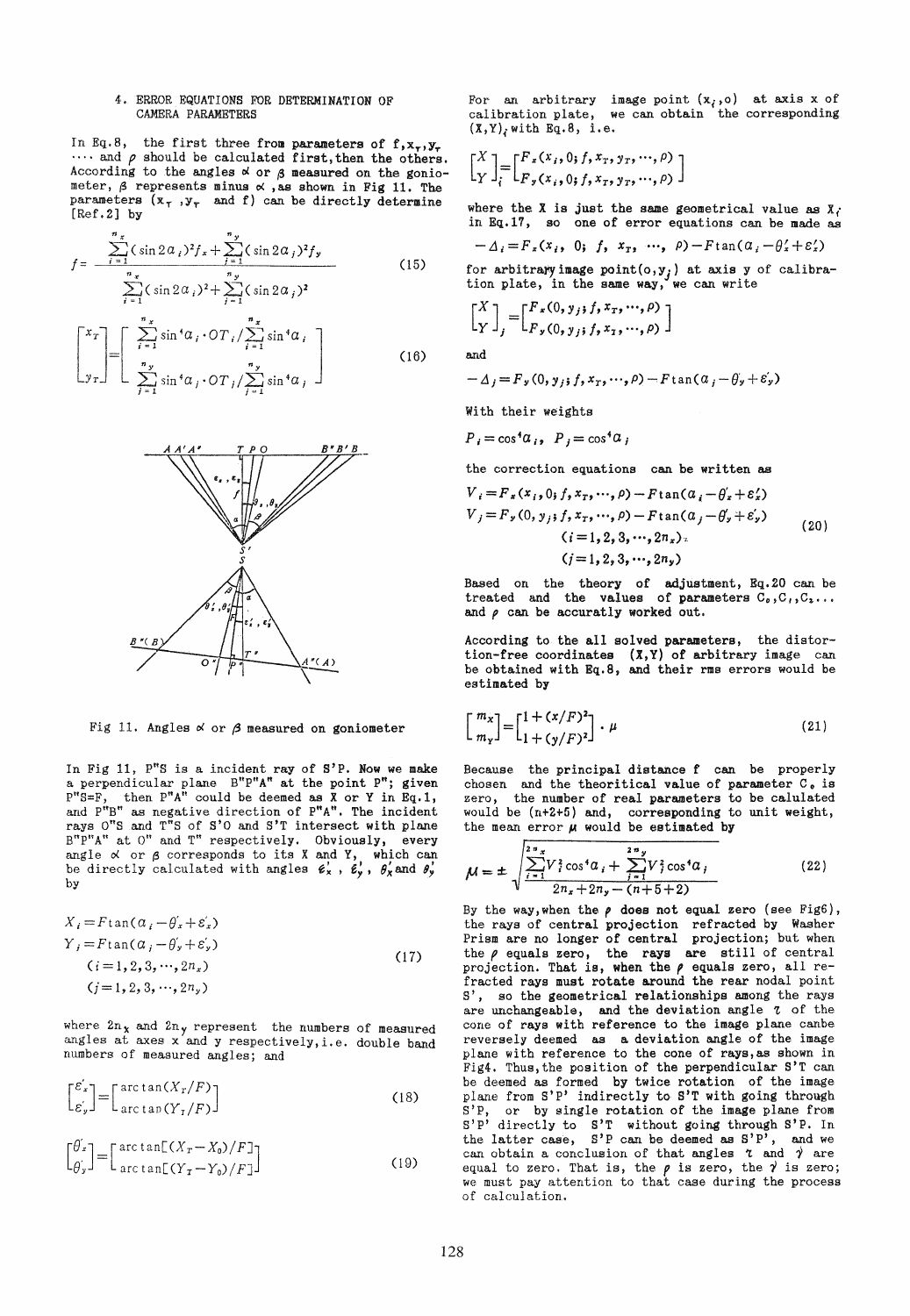## 4. ERROR EQUATIONS FOR DETERMINATION OF CAMERA PARAMETERS

In Eq.8, the first three from parameters of $f, x_T, y_T$ .... and $\rho$ should be calculated first, then the others. According to the angles $\alpha$ or $\beta$ measured on the goniometer, $\beta$ represents minus $\alpha$, as shown in Fig 11. The parameters ($x_T$, $y_T$ and f) can be directly determine [Ref.2] by

$$f = \frac{\sum_{i=1}^{n_x}(\sin 2\alpha_i)^2 f_x + \sum_{j=1}^{n_y}(\sin 2\alpha_j)^2 f_y}{\sum_{i=1}^{n_x}(\sin 2\alpha_i)^2 + \sum_{j=1}^{n_y}(\sin 2\alpha_j)^2} \tag{15}$$

$$\begin{bmatrix} x_T \\ y_T \end{bmatrix} = \begin{bmatrix} \sum_{i=1}^{n_x} \sin^4\alpha_i \cdot OT_i / \sum_{i=1}^{n_x} \sin^4\alpha_i \\ \sum_{j=1}^{n_y} \sin^4\alpha_j \cdot OT_j / \sum_{j=1}^{n_y} \sin^4\alpha_j \end{bmatrix} \tag{16}$$

Fig 11. Angles $\alpha$ or $\beta$ measured on goniometer

In Fig 11, P"S is a incident ray of S'P. Now we make a perpendicular plane B"P"A" at the point P"; given P"S=F, then P"A" could be deemed as X or Y in Eq.1, and P"B" as negative direction of P"A". The incident rays O"S and T"S of S'O and S'T intersect with plane B"P"A" at O" and T" respectively. Obviously, every angle $\alpha$ or $\beta$ corresponds to its X and Y, which can be directly calculated with angles $\varepsilon_x'$, $\varepsilon_y'$, $\theta_x'$ and $\theta_y'$ by

$$\begin{aligned} X_i &= F\tan(\alpha_i - \theta_x' + \varepsilon_x') \\ Y_j &= F\tan(\alpha_j - \theta_y' + \varepsilon_y') \\ &(i = 1, 2, 3, \cdots, 2n_x) \\ &(j = 1, 2, 3, \cdots, 2n_y) \end{aligned} \tag{17}$$

where $2n_x$ and $2n_y$ represent the numbers of measured angles at axes x and y respectively, i.e. double band numbers of measured angles; and

$$\begin{bmatrix} \varepsilon_x' \\ \varepsilon_y' \end{bmatrix} = \begin{bmatrix} \arctan(X_T/F) \\ \arctan(Y_T/F) \end{bmatrix} \tag{18}$$

$$\begin{bmatrix} \theta_x' \\ \theta_y' \end{bmatrix} = \begin{bmatrix} \arctan[(X_T - X_0)/F] \\ \arctan[(Y_T - Y_0)/F] \end{bmatrix} \tag{19}$$

For an arbitrary image point $(x_i, o)$ at axis x of calibration plate, we can obtain the corresponding $(X,Y)_i$ with Eq.8, i.e.

$$\begin{bmatrix} X \\ Y \end{bmatrix}_i = \begin{bmatrix} F_x(x_i, 0; f, x_T, y_T, \cdots, \rho) \\ F_y(x_i, 0; f, x_T, y_T, \cdots, \rho) \end{bmatrix}$$

where the X is just the same geometrical value as $X_i$ in Eq.17, so one of error equations can be made as

$$-\Delta_i = F_x(x_i,\ 0;\ f,\ x_T,\ \cdots,\ \rho) - F\tan(\alpha_i - \theta_x' + \varepsilon_x')$$

for arbitrary image point$(o, y_j)$ at axis y of calibration plate, in the same way, we can write

$$\begin{bmatrix} X \\ Y \end{bmatrix}_j = \begin{bmatrix} F_x(0, y_j; f, x_T, \cdots, \rho) \\ F_y(0, y_j; f, x_T, \cdots, \rho) \end{bmatrix}$$

and

$$-\Delta_j = F_y(0, y_j; f, x_T, \cdots, \rho) - F\tan(\alpha_j - \theta_y' + \varepsilon_y')$$

With their weights

$$P_i = \cos^4\alpha_i,\ \ P_j = \cos^4\alpha_j$$

the correction equations can be written as

$$\begin{aligned} V_i &= F_x(x_i, 0; f, x_T, \cdots, \rho) - F\tan(\alpha_i - \theta_x' + \varepsilon_x') \\ V_j &= F_y(0, y_j; f, x_T, \cdots, \rho) - F\tan(\alpha_j - \theta_y' + \varepsilon_y') \\ &(i = 1, 2, 3, \cdots, 2n_x) \\ &(j = 1, 2, 3, \cdots, 2n_y) \end{aligned} \tag{20}$$

Based on the theory of adjustment, Eq.20 can be treated and the values of parameters $C_0, C_1, C_2 \ldots$ and $\rho$ can be accuratly worked out.

According to the all solved parameters, the distortion-free coordinates (X,Y) of arbitrary image can be obtained with Eq.8, and their rms errors would be estimated by

$$\begin{bmatrix} m_X \\ m_Y \end{bmatrix} = \begin{bmatrix} 1 + (x/F)^2 \\ 1 + (y/F)^2 \end{bmatrix} \cdot \mu \tag{21}$$

Because the principal distance f can be properly chosen and the theoritical value of parameter $C_0$ is zero, the number of real parameters to be calulated would be (n+2+5) and, corresponding to unit weight, the mean error $\mu$ would be estimated by

$$\mu = \pm\sqrt{\frac{\sum_{i=1}^{2n_x} V_i^2\cos^4\alpha_i + \sum_{j=1}^{2n_y} V_j^2\cos^4\alpha_j}{2n_x + 2n_y - (n+5+2)}} \tag{22}$$

By the way, when the $\rho$ does not equal zero (see Fig6), the rays of central projection refracted by Washer Prism are no longer of central projection; but when the $\rho$ equals zero, the rays are still of central projection. That is, when the $\rho$ equals zero, all refracted rays must rotate around the rear nodal point S', so the geometrical relationships among the rays are unchangeable, and the deviation angle $\tau$ of the cone of rays with reference to the image plane canbe reversely deemed as a deviation angle of the image plane with reference to the cone of rays, as shown in Fig4. Thus, the position of the perpendicular S'T can be deemed as formed by twice rotation of the image plane from S'P' indirectly to S'T with going through S'P, or by single rotation of the image plane from S'P' directly to S'T without going through S'P. In the latter case, S'P can be deemed as S'P', and we can obtain a conclusion of that angles $\tau$ and $\gamma$ are equal to zero. That is, the $\rho$ is zero, the $\gamma$ is zero; we must pay attention to that case during the process of calculation.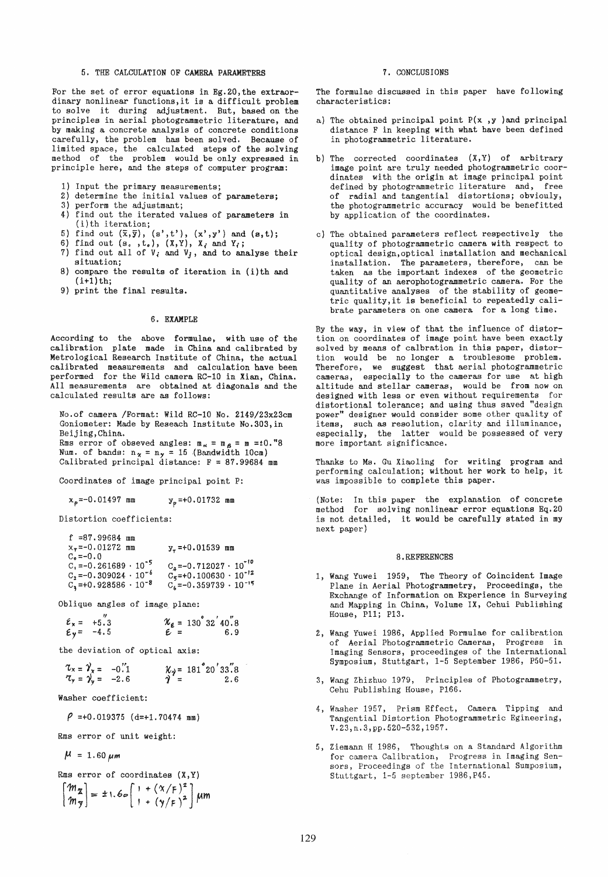## 5. THE CALCULATION OF CAMERA PARAMETERS

For the set of error equations in Eg.20, the extraordinary nonlinear functions, it is a difficult problem to solve it during adjustment. But, based on the principles in aerial photogrammetric literature, and by making a concrete analysis of concrete conditions carefully, the problem has been solved. Because of limited space, the calculated steps of the solving method of the problem would be only expressed in principle here, and the steps of computer program:

1) Input the primary measurements;
2) determine the initial values of parameters;
3) perform the adjustmant;
4) find out the iterated values of parameters in (i)th iteration;
5) find out $(\bar{x},\bar{y})$, $(s',t')$, $(x',y')$ and $(s,t)$;
6) find out $(s_o, t_o)$, $(X,Y)$, $X_i$ and $Y_i$;
7) find out all of $V_i$ and $V_j$, and to analyse their situation;
8) compare the results of iteration in (i)th and (i+1)th;
9) print the final results.

## 6. EXAMPLE

According to the above formulae, with use of the calibration plate made in China and calibrated by Metrological Research Institute of China, the actual calibrated measurements and calculation have been performed for the Wild camera RC-10 in Xian, China. All measurements are obtained at diagonals and the calculated results are as follows:

No.of camera /Format: Wild RC-10 No. 2149/23x23cm
Goniometer: Made by Reseach Institute No.303, in Beijing, China.
Rms error of obseved angles: $m_\alpha = m_\beta = m = \pm 0.''8$
Num. of bands: $n_x = n_y = 15$ (Bandwidth 10cm)
Calibrated principal distance: F = 87.99684 mm

Coordinates of image principal point P:

$x_p$=-0.01497 mm $\quad$ $y_p$=+0.01732 mm

Distortion coefficients:

f =87.99684 mm
$x_T$=-0.01272 mm $\quad$ $y_T$=+0.01539 mm
$C_0$=-0.0
$C_1=-0.261689 \cdot 10^{-5}$ $\quad$ $C_4=-0.712027 \cdot 10^{-10}$
$C_2=-0.309024 \cdot 10^{-6}$ $\quad$ $C_5=+0.100630 \cdot 10^{-12}$
$C_3=+0.928586 \cdot 10^{-8}$ $\quad$ $C_6=-0.359739 \cdot 10^{-15}$

Oblique angles of image plane:

$\varepsilon_x = +5.''3$ $\quad$ $\chi_\varepsilon = 130^\circ 32' 40.''8$
$\varepsilon_y = -4.5$ $\quad$ $\varepsilon = 6.9$

the deviation of optical axis:

$\tau_x = \gamma_x = -0.''1$ $\quad$ $\chi_\gamma = 181^\circ 20' 33.''8$
$\tau_y = \gamma_y = -2.6$ $\quad$ $\gamma = 2.6$

Washer coefficient:

$\rho$ =+0.019375 (d=+1.70474 mm)

Rms error of unit weight:

$\mu$ = 1.60 $\mu m$

Rms error of coordinates (X,Y)

$$\begin{bmatrix} m_X \\ m_Y \end{bmatrix} = \pm 1.60 \begin{bmatrix} 1 + (X/F)^2 \\ 1 + (Y/F)^2 \end{bmatrix} \mu m$$

## 7. CONCLUSIONS

The formulae discussed in this paper have following characteristics:

a) The obtained principal point P(x ,y )and principal distance F in keeping with what have been defined in photogrammetric literature.

b) The corrected coordinates (X,Y) of arbitrary image point are truly needed photogrammetric coordinates with the origin at image principal point defined by photogrammetric literature and, free of radial and tangential distortions; obviouly, the photogrammetric accuracy would be benefitted by application of the coordinates.

c) The obtained parameters reflect respectively the quality of photogrammetric camera with respect to optical design, optical installation and mechanical installation. The parameters, therefore, can be taken as the important indexes of the geometric quality of an aerophotogrammetric camera. For the quantitative analyses of the stability of geometric quality, it is beneficial to repeatedly calibrate parameters on one camera for a long time.

By the way, in view of that the influence of distortion on coordinates of image point have been exactly solved by means of calbration in this paper, distortion would be no longer a troublesome problem. Therefore, we suggest that aerial photogrammetric cameras, especially to the cameras for use at high altitude and stellar cameras, would be from now on designed with less or even without requirements for distortional tolerance; and using thus saved "design power" designer would consider some other quality of items, such as resolution, clarity and illuminance, especially, the latter would be possessed of very more important significance.

Thanks to Ms. Gu Xiaoling for writing program and performing calculation; without her work to help, it was impossible to complete this paper.

(Note: In this paper the explanation of concrete method for solving nonlinear error equations Eq.20 is not detailed, it would be carefully stated in my next paper)

## 8. REFERENCES

1, Wang Yuwei 1959, The Theory of Coincident Image Plane in Aerial Photogrammetry, Proceedings, the Exchange of Information on Experience in Surveying and Mapping in China, Volume IX, Cehui Publishing House, P11; P13.

2, Wang Yuwei 1986, Applied Formulae for calibration of Aerial Photogrammetric Cameras, Progress in Imaging Sensors, proceedinges of the International Symposium, Stuttgart, 1-5 September 1986, P50-51.

3, Wang Zhizhuo 1979, Principles of Photogrammetry, Cehu Publishing House, P166.

4, Washer 1957, Prism Effect, Camera Tipping and Tangential Distortion Photogrammetric Egineering, V.23,n.3,pp.520-532,1957.

5, Ziemann H 1986, Thoughts on a Standard Algorithm for camera Calibration, Progress in Imaging Sensors, Proceedings of the International Sumposium, Stuttgart, 1-5 september 1986,P45.